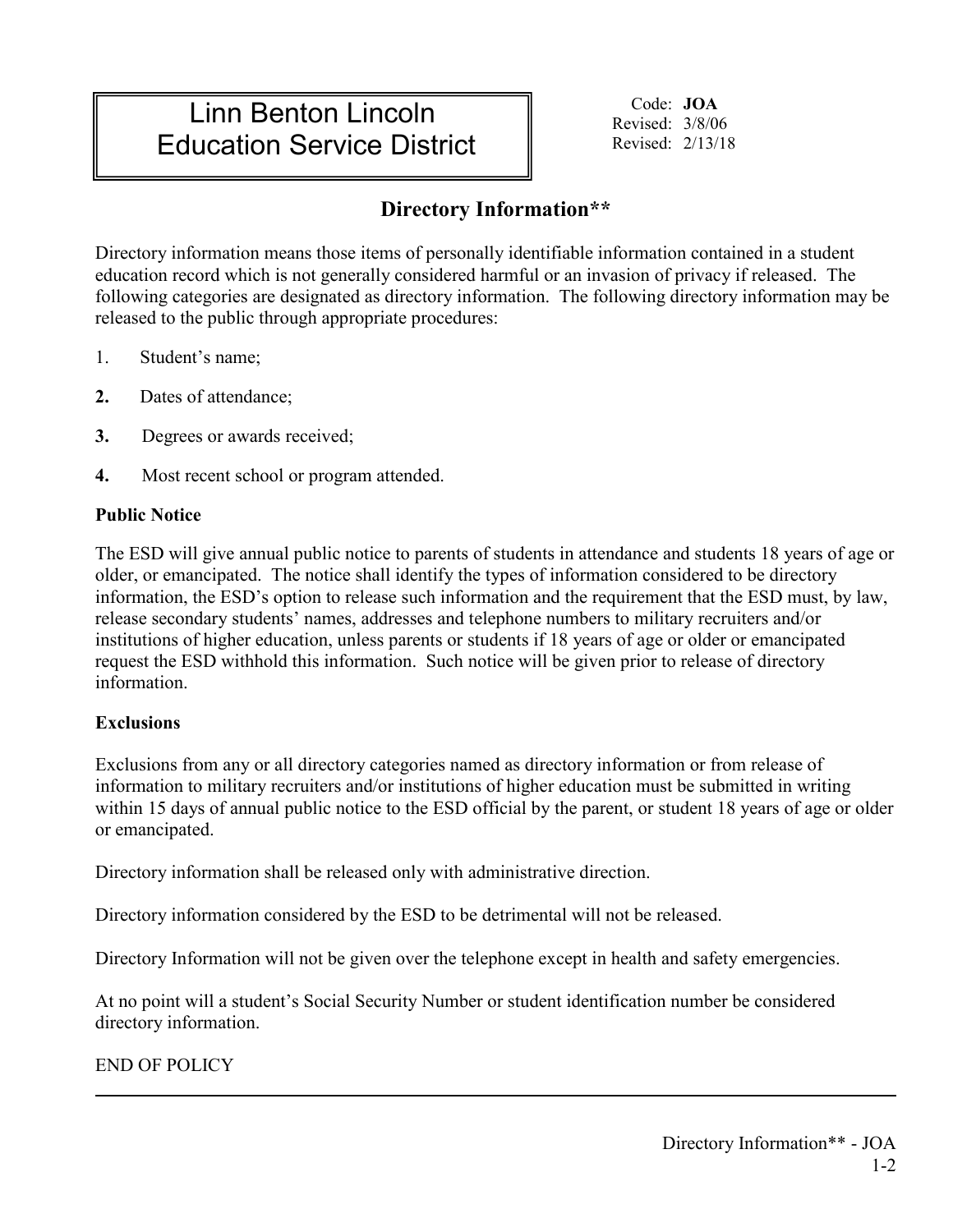# Linn Benton Lincoln Education Service District

Code: **JOA**
Revised: 3/8/06
Revised: 2/13/18

## Directory Information**

Directory information means those items of personally identifiable information contained in a student education record which is not generally considered harmful or an invasion of privacy if released. The following categories are designated as directory information. The following directory information may be released to the public through appropriate procedures:

1. Student's name;
2. Dates of attendance;
3. Degrees or awards received;
4. Most recent school or program attended.

**Public Notice**

The ESD will give annual public notice to parents of students in attendance and students 18 years of age or older, or emancipated. The notice shall identify the types of information considered to be directory information, the ESD's option to release such information and the requirement that the ESD must, by law, release secondary students' names, addresses and telephone numbers to military recruiters and/or institutions of higher education, unless parents or students if 18 years of age or older or emancipated request the ESD withhold this information. Such notice will be given prior to release of directory information.

**Exclusions**

Exclusions from any or all directory categories named as directory information or from release of information to military recruiters and/or institutions of higher education must be submitted in writing within 15 days of annual public notice to the ESD official by the parent, or student 18 years of age older or emancipated.

Directory information shall be released only with administrative direction.

Directory information considered by the ESD to be detrimental will not be released.

Directory Information will not be given over the telephone except in health and safety emergencies.

At no point will a student's Social Security Number or student identification number be considered directory information.

END OF POLICY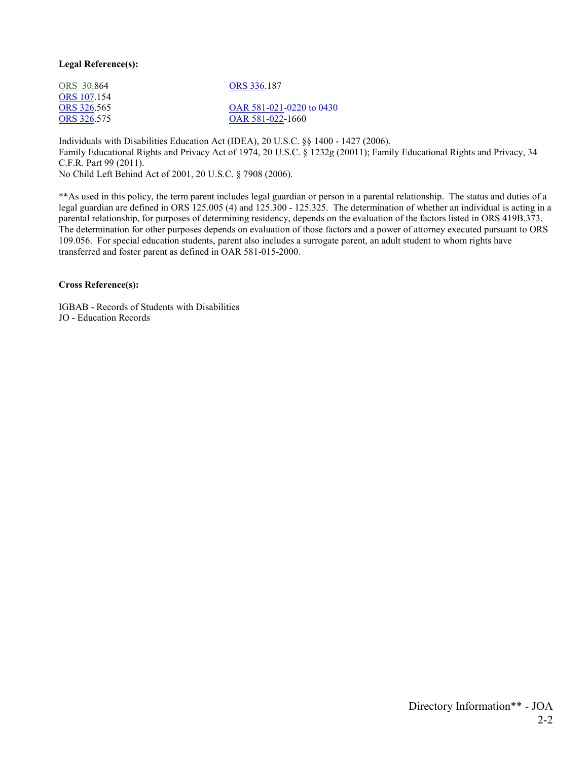**Legal Reference(s):**

| | |
|---|---|
| ORS 30.864 | ORS 336.187 |
| ORS 107.154 | |
| ORS 326.565 | OAR 581-021-0220 to 0430 |
| ORS 326.575 | OAR 581-022-1660 |

Individuals with Disabilities Education Act (IDEA), 20 U.S.C. §§ 1400 - 1427 (2006).
Family Educational Rights and Privacy Act of 1974, 20 U.S.C. § 1232g (20011); Family Educational Rights and Privacy, 34 C.F.R. Part 99 (2011).
No Child Left Behind Act of 2001, 20 U.S.C. § 7908 (2006).

**As used in this policy, the term parent includes legal guardian or person in a parental relationship. The status and duties of a legal guardian are defined in ORS 125.005 (4) and 125.300 - 125.325. The determination of whether an individual is acting in a parental relationship, for purposes of determining residency, depends on the evaluation of the factors listed in ORS 419B.373. The determination for other purposes depends on evaluation of those factors and a power of attorney executed pursuant to ORS 109.056. For special education students, parent also includes a surrogate parent, an adult student to whom rights have transferred and foster parent as defined in OAR 581-015-2000.

**Cross Reference(s):**

IGBAB - Records of Students with Disabilities
JO - Education Records